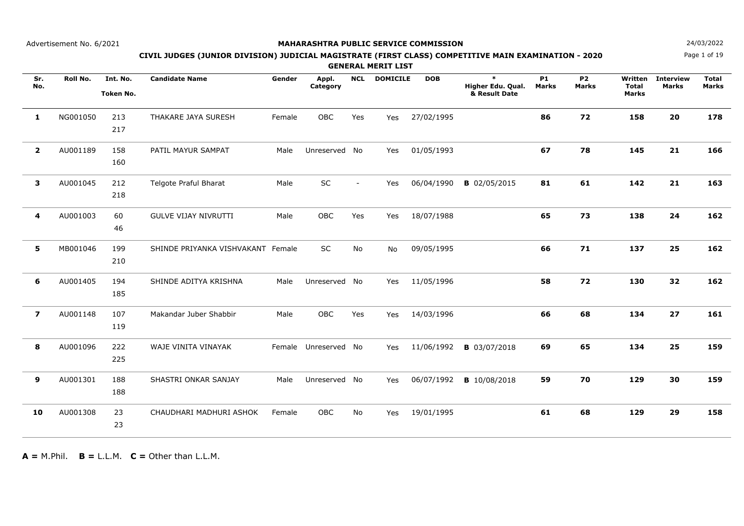Advertisement No. 6/2021

# MAHARASHTRA PUBLIC SERVICE COMMISSION

24/03/2022

## CIVIL JUDGES (JUNIOR DIVISION) JUDICIAL MAGISTRATE (FIRST CLASS) COMPETITIVE MAIN EXAMINATION - 2020

### GENERAL MERIT LIST

| Sr. No. | Roll No. | Int. No. Token No. | Candidate Name | Gender | Appl. Category | NCL | DOMICILE | DOB | * Higher Edu. Qual. & Result Date | P1 Marks | P2 Marks | Written Total Marks | Interview Marks | Total Marks |
|---|---|---|---|---|---|---|---|---|---|---|---|---|---|---|
| **1** | NG001050 | 213 217 | THAKARE JAYA SURESH | Female | OBC | Yes | Yes | 27/02/1995 | | **86** | **72** | **158** | **20** | **178** |
| **2** | AU001189 | 158 160 | PATIL MAYUR SAMPAT | Male | Unreserved | No | Yes | 01/05/1993 | | **67** | **78** | **145** | **21** | **166** |
| **3** | AU001045 | 212 218 | Telgote Praful Bharat | Male | SC | - | Yes | 06/04/1990 | **B** 02/05/2015 | **81** | **61** | **142** | **21** | **163** |
| **4** | AU001003 | 60 46 | GULVE VIJAY NIVRUTTI | Male | OBC | Yes | Yes | 18/07/1988 | | **65** | **73** | **138** | **24** | **162** |
| **5** | MB001046 | 199 210 | SHINDE PRIYANKA VISHVAKANT | Female | SC | No | No | 09/05/1995 | | **66** | **71** | **137** | **25** | **162** |
| **6** | AU001405 | 194 185 | SHINDE ADITYA KRISHNA | Male | Unreserved | No | Yes | 11/05/1996 | | **58** | **72** | **130** | **32** | **162** |
| **7** | AU001148 | 107 119 | Makandar Juber Shabbir | Male | OBC | Yes | Yes | 14/03/1996 | | **66** | **68** | **134** | **27** | **161** |
| **8** | AU001096 | 222 225 | WAJE VINITA VINAYAK | Female | Unreserved | No | Yes | 11/06/1992 | **B** 03/07/2018 | **69** | **65** | **134** | **25** | **159** |
| **9** | AU001301 | 188 188 | SHASTRI ONKAR SANJAY | Male | Unreserved | No | Yes | 06/07/1992 | **B** 10/08/2018 | **59** | **70** | **129** | **30** | **159** |
| **10** | AU001308 | 23 23 | CHAUDHARI MADHURI ASHOK | Female | OBC | No | Yes | 19/01/1995 | | **61** | **68** | **129** | **29** | **158** |

**A =** M.Phil. **B =** L.L.M. **C =** Other than L.L.M.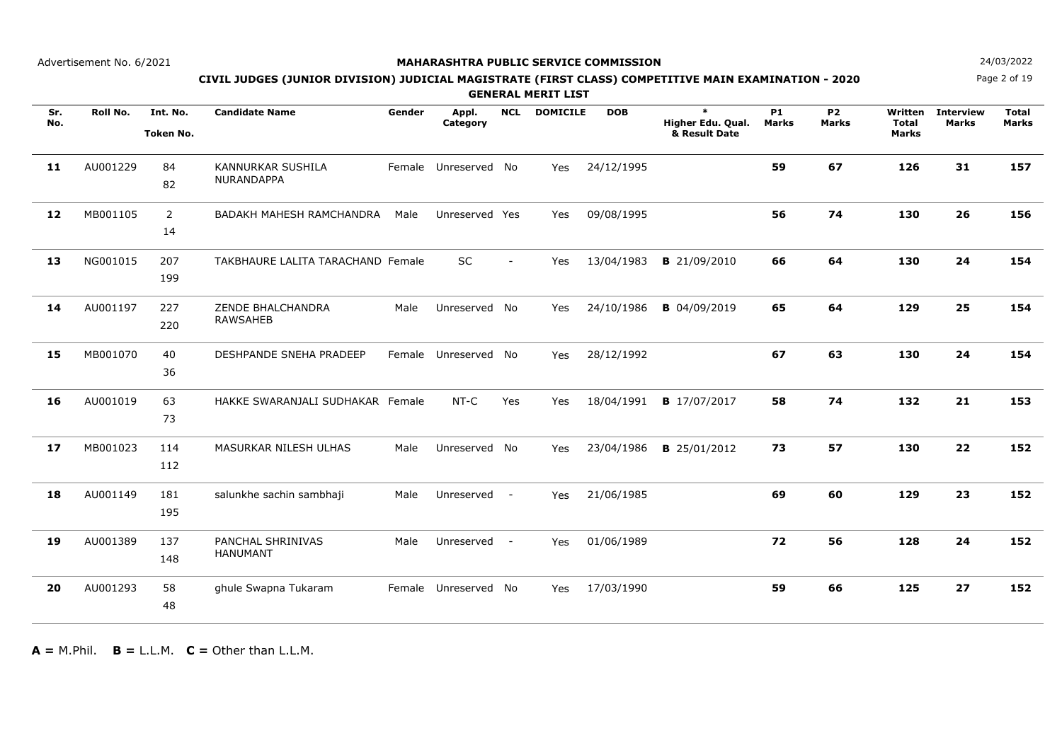Advertisement No. 6/2021

**MAHARASHTRA PUBLIC SERVICE COMMISSION**

24/03/2022

**CIVIL JUDGES (JUNIOR DIVISION) JUDICIAL MAGISTRATE (FIRST CLASS) COMPETITIVE MAIN EXAMINATION - 2020**

**GENERAL MERIT LIST**

| Sr. No. | Roll No. | Int. No. Token No. | Candidate Name | Gender | Appl. Category | NCL | DOMICILE | DOB | * Higher Edu. Qual. & Result Date | P1 Marks | P2 Marks | Written Total Marks | Interview Marks | Total Marks |
|---|---|---|---|---|---|---|---|---|---|---|---|---|---|---|
| **11** | AU001229 | 84 82 | KANNURKAR SUSHILA NURANDAPPA | Female | Unreserved | No | Yes | 24/12/1995 | | **59** | **67** | **126** | **31** | **157** |
| **12** | MB001105 | 2 14 | BADAKH MAHESH RAMCHANDRA | Male | Unreserved | Yes | Yes | 09/08/1995 | | **56** | **74** | **130** | **26** | **156** |
| **13** | NG001015 | 207 199 | TAKBHAURE LALITA TARACHAND | Female | SC | - | Yes | 13/04/1983 | **B** 21/09/2010 | **66** | **64** | **130** | **24** | **154** |
| **14** | AU001197 | 227 220 | ZENDE BHALCHANDRA RAWSAHEB | Male | Unreserved | No | Yes | 24/10/1986 | **B** 04/09/2019 | **65** | **64** | **129** | **25** | **154** |
| **15** | MB001070 | 40 36 | DESHPANDE SNEHA PRADEEP | Female | Unreserved | No | Yes | 28/12/1992 | | **67** | **63** | **130** | **24** | **154** |
| **16** | AU001019 | 63 73 | HAKKE SWARANJALI SUDHAKAR | Female | NT-C | Yes | Yes | 18/04/1991 | **B** 17/07/2017 | **58** | **74** | **132** | **21** | **153** |
| **17** | MB001023 | 114 112 | MASURKAR NILESH ULHAS | Male | Unreserved | No | Yes | 23/04/1986 | **B** 25/01/2012 | **73** | **57** | **130** | **22** | **152** |
| **18** | AU001149 | 181 195 | salunkhe sachin sambhaji | Male | Unreserved | - | Yes | 21/06/1985 | | **69** | **60** | **129** | **23** | **152** |
| **19** | AU001389 | 137 148 | PANCHAL SHRINIVAS HANUMANT | Male | Unreserved | - | Yes | 01/06/1989 | | **72** | **56** | **128** | **24** | **152** |
| **20** | AU001293 | 58 48 | ghule Swapna Tukaram | Female | Unreserved | No | Yes | 17/03/1990 | | **59** | **66** | **125** | **27** | **152** |

**A =** M.Phil. **B =** L.L.M. **C =** Other than L.L.M.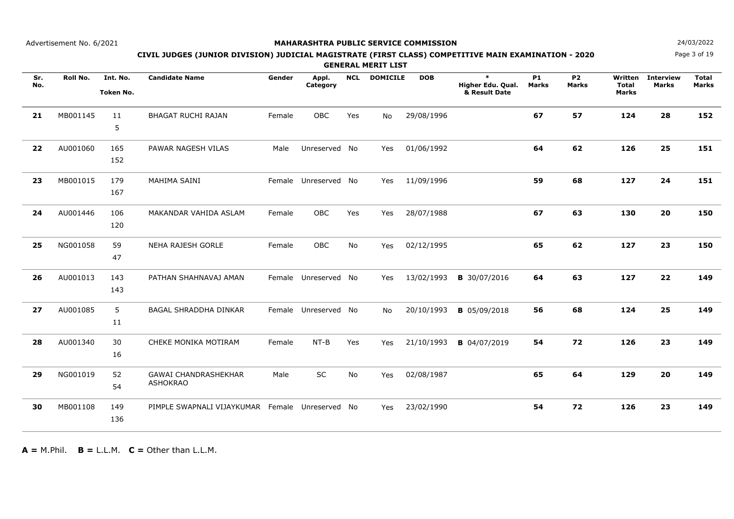Advertisement No. 6/2021

24/03/2022

**MAHARASHTRA PUBLIC SERVICE COMMISSION**

**CIVIL JUDGES (JUNIOR DIVISION) JUDICIAL MAGISTRATE (FIRST CLASS) COMPETITIVE MAIN EXAMINATION - 2020**

**GENERAL MERIT LIST**

| Sr. No. | Roll No. | Int. No. Token No. | Candidate Name | Gender | Appl. Category | NCL | DOMICILE | DOB | * Higher Edu. Qual. & Result Date | P1 Marks | P2 Marks | Written Total Marks | Interview Marks | Total Marks |
|---|---|---|---|---|---|---|---|---|---|---|---|---|---|---|
| **21** | MB001145 | 11 5 | BHAGAT RUCHI RAJAN | Female | OBC | Yes | No | 29/08/1996 | | **67** | **57** | **124** | **28** | **152** |
| **22** | AU001060 | 165 152 | PAWAR NAGESH VILAS | Male | Unreserved | No | Yes | 01/06/1992 | | **64** | **62** | **126** | **25** | **151** |
| **23** | MB001015 | 179 167 | MAHIMA SAINI | Female | Unreserved | No | Yes | 11/09/1996 | | **59** | **68** | **127** | **24** | **151** |
| **24** | AU001446 | 106 120 | MAKANDAR VAHIDA ASLAM | Female | OBC | Yes | Yes | 28/07/1988 | | **67** | **63** | **130** | **20** | **150** |
| **25** | NG001058 | 59 47 | NEHA RAJESH GORLE | Female | OBC | No | Yes | 02/12/1995 | | **65** | **62** | **127** | **23** | **150** |
| **26** | AU001013 | 143 143 | PATHAN SHAHNAVAJ AMAN | Female | Unreserved | No | Yes | 13/02/1993 | **B** 30/07/2016 | **64** | **63** | **127** | **22** | **149** |
| **27** | AU001085 | 5 11 | BAGAL SHRADDHA DINKAR | Female | Unreserved | No | No | 20/10/1993 | **B** 05/09/2018 | **56** | **68** | **124** | **25** | **149** |
| **28** | AU001340 | 30 16 | CHEKE MONIKA MOTIRAM | Female | NT-B | Yes | Yes | 21/10/1993 | **B** 04/07/2019 | **54** | **72** | **126** | **23** | **149** |
| **29** | NG001019 | 52 54 | GAWAI CHANDRASHEKHAR ASHOKRAO | Male | SC | No | Yes | 02/08/1987 | | **65** | **64** | **129** | **20** | **149** |
| **30** | MB001108 | 149 136 | PIMPLE SWAPNALI VIJAYKUMAR | Female | Unreserved | No | Yes | 23/02/1990 | | **54** | **72** | **126** | **23** | **149** |

**A =** M.Phil. **B =** L.L.M. **C =** Other than L.L.M.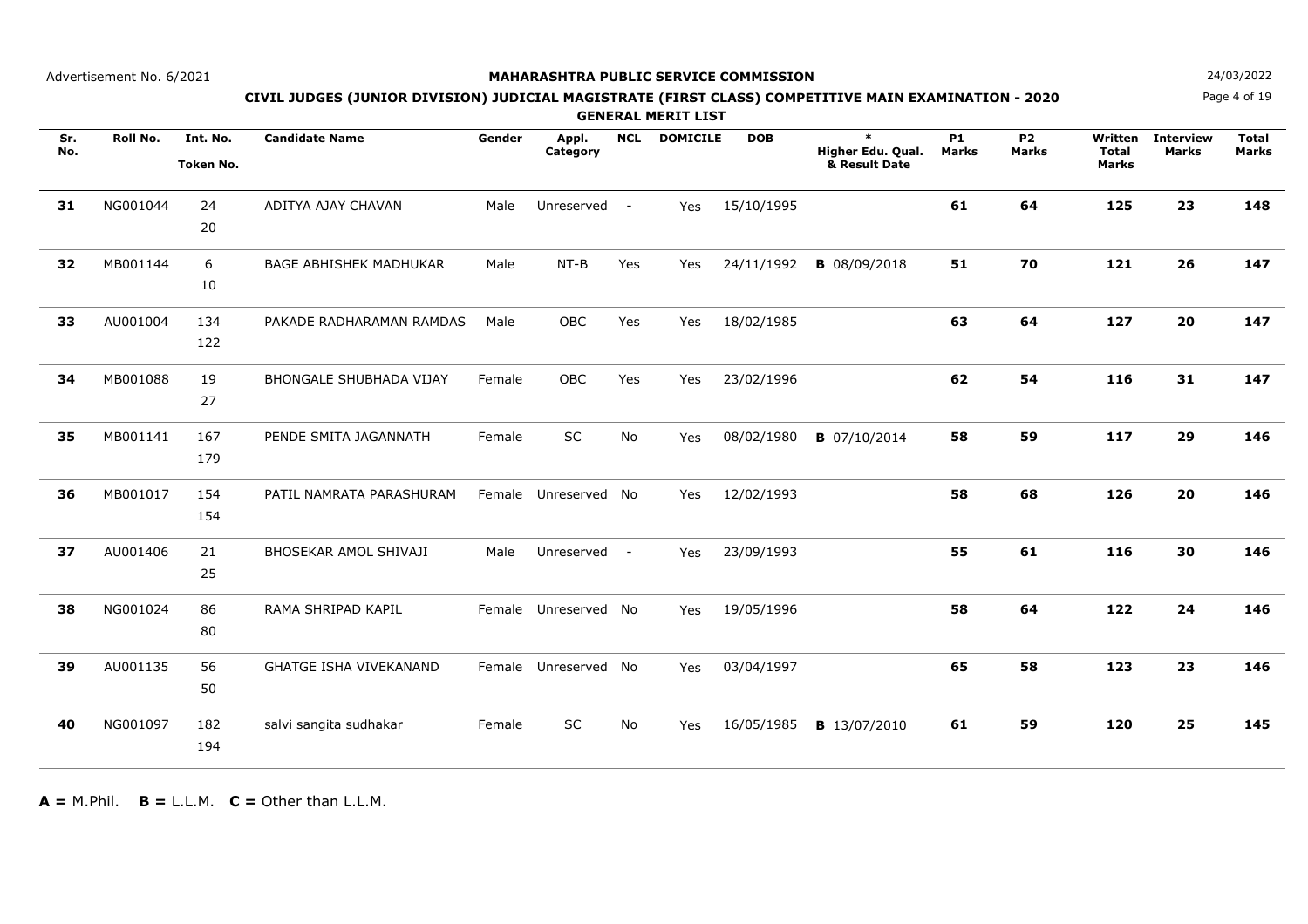Advertisement No. 6/2021

**MAHARASHTRA PUBLIC SERVICE COMMISSION**

24/03/2022

**CIVIL JUDGES (JUNIOR DIVISION) JUDICIAL MAGISTRATE (FIRST CLASS) COMPETITIVE MAIN EXAMINATION - 2020**

**GENERAL MERIT LIST**

| Sr. No. | Roll No. | Int. No. Token No. | Candidate Name | Gender | Appl. Category | NCL | DOMICILE | DOB | * Higher Edu. Qual. & Result Date | P1 Marks | P2 Marks | Written Total Marks | Interview Marks | Total Marks |
|---|---|---|---|---|---|---|---|---|---|---|---|---|---|---|
| **31** | NG001044 | 24 20 | ADITYA AJAY CHAVAN | Male | Unreserved | - | Yes | 15/10/1995 | | **61** | **64** | **125** | **23** | **148** |
| **32** | MB001144 | 6 10 | BAGE ABHISHEK MADHUKAR | Male | NT-B | Yes | Yes | 24/11/1992 | **B** 08/09/2018 | **51** | **70** | **121** | **26** | **147** |
| **33** | AU001004 | 134 122 | PAKADE RADHARAMAN RAMDAS | Male | OBC | Yes | Yes | 18/02/1985 | | **63** | **64** | **127** | **20** | **147** |
| **34** | MB001088 | 19 27 | BHONGALE SHUBHADA VIJAY | Female | OBC | Yes | Yes | 23/02/1996 | | **62** | **54** | **116** | **31** | **147** |
| **35** | MB001141 | 167 179 | PENDE SMITA JAGANNATH | Female | SC | No | Yes | 08/02/1980 | **B** 07/10/2014 | **58** | **59** | **117** | **29** | **146** |
| **36** | MB001017 | 154 154 | PATIL NAMRATA PARASHURAM | Female | Unreserved | No | Yes | 12/02/1993 | | **58** | **68** | **126** | **20** | **146** |
| **37** | AU001406 | 21 25 | BHOSEKAR AMOL SHIVAJI | Male | Unreserved | - | Yes | 23/09/1993 | | **55** | **61** | **116** | **30** | **146** |
| **38** | NG001024 | 86 80 | RAMA SHRIPAD KAPIL | Female | Unreserved | No | Yes | 19/05/1996 | | **58** | **64** | **122** | **24** | **146** |
| **39** | AU001135 | 56 50 | GHATGE ISHA VIVEKANAND | Female | Unreserved | No | Yes | 03/04/1997 | | **65** | **58** | **123** | **23** | **146** |
| **40** | NG001097 | 182 194 | salvi sangita sudhakar | Female | SC | No | Yes | 16/05/1985 | **B** 13/07/2010 | **61** | **59** | **120** | **25** | **145** |

**A =** M.Phil. **B =** L.L.M. **C =** Other than L.L.M.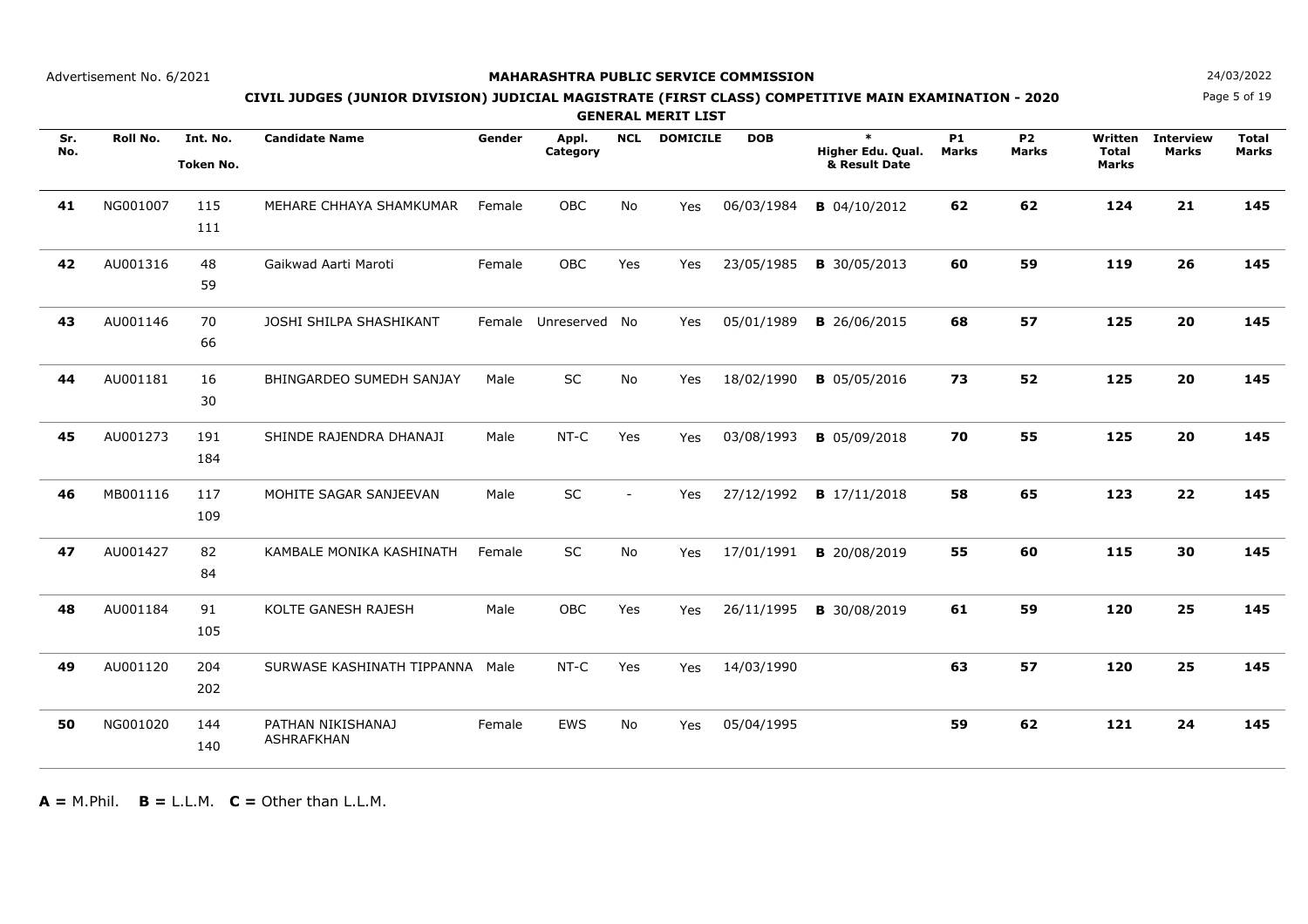Advertisement No. 6/2021

**MAHARASHTRA PUBLIC SERVICE COMMISSION**

24/03/2022

**CIVIL JUDGES (JUNIOR DIVISION) JUDICIAL MAGISTRATE (FIRST CLASS) COMPETITIVE MAIN EXAMINATION - 2020**

**GENERAL MERIT LIST**

| Sr. No. | Roll No. | Int. No. Token No. | Candidate Name | Gender | Appl. Category | NCL | DOMICILE | DOB | * Higher Edu. Qual. & Result Date | P1 Marks | P2 Marks | Written Total Marks | Interview Marks | Total Marks |
|---|---|---|---|---|---|---|---|---|---|---|---|---|---|---|
| **41** | NG001007 | 115 111 | MEHARE CHHAYA SHAMKUMAR | Female | OBC | No | Yes | 06/03/1984 | **B** 04/10/2012 | **62** | **62** | **124** | **21** | **145** |
| **42** | AU001316 | 48 59 | Gaikwad Aarti Maroti | Female | OBC | Yes | Yes | 23/05/1985 | **B** 30/05/2013 | **60** | **59** | **119** | **26** | **145** |
| **43** | AU001146 | 70 66 | JOSHI SHILPA SHASHIKANT | Female | Unreserved | No | Yes | 05/01/1989 | **B** 26/06/2015 | **68** | **57** | **125** | **20** | **145** |
| **44** | AU001181 | 16 30 | BHINGARDEO SUMEDH SANJAY | Male | SC | No | Yes | 18/02/1990 | **B** 05/05/2016 | **73** | **52** | **125** | **20** | **145** |
| **45** | AU001273 | 191 184 | SHINDE RAJENDRA DHANAJI | Male | NT-C | Yes | Yes | 03/08/1993 | **B** 05/09/2018 | **70** | **55** | **125** | **20** | **145** |
| **46** | MB001116 | 117 109 | MOHITE SAGAR SANJEEVAN | Male | SC | - | Yes | 27/12/1992 | **B** 17/11/2018 | **58** | **65** | **123** | **22** | **145** |
| **47** | AU001427 | 82 84 | KAMBALE MONIKA KASHINATH | Female | SC | No | Yes | 17/01/1991 | **B** 20/08/2019 | **55** | **60** | **115** | **30** | **145** |
| **48** | AU001184 | 91 105 | KOLTE GANESH RAJESH | Male | OBC | Yes | Yes | 26/11/1995 | **B** 30/08/2019 | **61** | **59** | **120** | **25** | **145** |
| **49** | AU001120 | 204 202 | SURWASE KASHINATH TIPPANNA | Male | NT-C | Yes | Yes | 14/03/1990 | | **63** | **57** | **120** | **25** | **145** |
| **50** | NG001020 | 144 140 | PATHAN NIKISHANAJ ASHRAFKHAN | Female | EWS | No | Yes | 05/04/1995 | | **59** | **62** | **121** | **24** | **145** |

**A =** M.Phil. **B =** L.L.M. **C =** Other than L.L.M.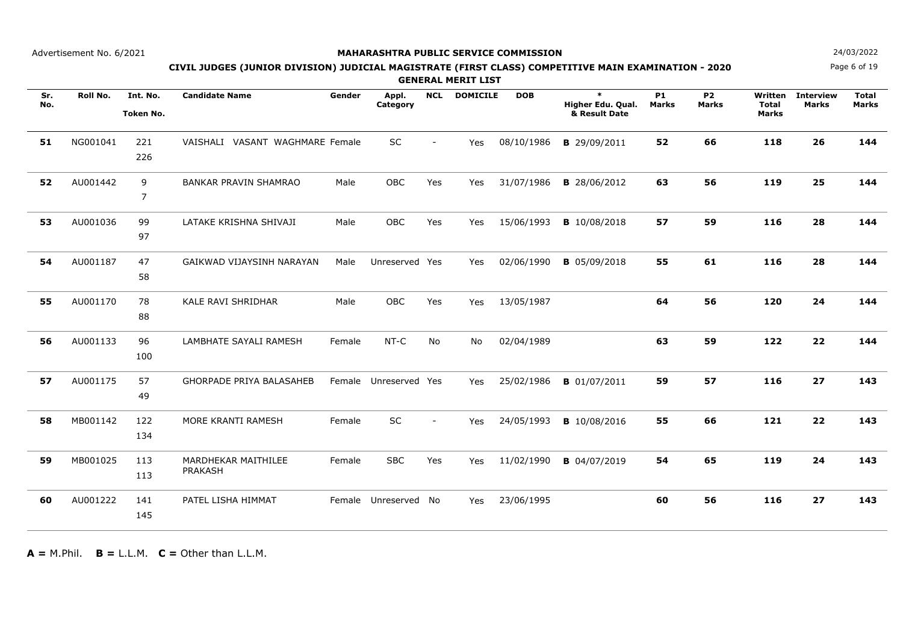Advertisement No. 6/2021

**MAHARASHTRA PUBLIC SERVICE COMMISSION**

**CIVIL JUDGES (JUNIOR DIVISION) JUDICIAL MAGISTRATE (FIRST CLASS) COMPETITIVE MAIN EXAMINATION - 2020**

**GENERAL MERIT LIST**

24/03/2022

| Sr. No. | Roll No. | Int. No. Token No. | Candidate Name | Gender | Appl. Category | NCL | DOMICILE | DOB | * Higher Edu. Qual. & Result Date | P1 Marks | P2 Marks | Written Total Marks | Interview Marks | Total Marks |
|---|---|---|---|---|---|---|---|---|---|---|---|---|---|---|
| **51** | NG001041 | 221 226 | VAISHALI VASANT WAGHMARE | Female | SC | - | Yes | 08/10/1986 | **B** 29/09/2011 | **52** | **66** | **118** | **26** | **144** |
| **52** | AU001442 | 9 7 | BANKAR PRAVIN SHAMRAO | Male | OBC | Yes | Yes | 31/07/1986 | **B** 28/06/2012 | **63** | **56** | **119** | **25** | **144** |
| **53** | AU001036 | 99 97 | LATAKE KRISHNA SHIVAJI | Male | OBC | Yes | Yes | 15/06/1993 | **B** 10/08/2018 | **57** | **59** | **116** | **28** | **144** |
| **54** | AU001187 | 47 58 | GAIKWAD VIJAYSINH NARAYAN | Male | Unreserved | Yes | Yes | 02/06/1990 | **B** 05/09/2018 | **55** | **61** | **116** | **28** | **144** |
| **55** | AU001170 | 78 88 | KALE RAVI SHRIDHAR | Male | OBC | Yes | Yes | 13/05/1987 | | **64** | **56** | **120** | **24** | **144** |
| **56** | AU001133 | 96 100 | LAMBHATE SAYALI RAMESH | Female | NT-C | No | No | 02/04/1989 | | **63** | **59** | **122** | **22** | **144** |
| **57** | AU001175 | 57 49 | GHORPADE PRIYA BALASAHEB | Female | Unreserved | Yes | Yes | 25/02/1986 | **B** 01/07/2011 | **59** | **57** | **116** | **27** | **143** |
| **58** | MB001142 | 122 134 | MORE KRANTI RAMESH | Female | SC | - | Yes | 24/05/1993 | **B** 10/08/2016 | **55** | **66** | **121** | **22** | **143** |
| **59** | MB001025 | 113 113 | MARDHEKAR MAITHILEE PRAKASH | Female | SBC | Yes | Yes | 11/02/1990 | **B** 04/07/2019 | **54** | **65** | **119** | **24** | **143** |
| **60** | AU001222 | 141 145 | PATEL LISHA HIMMAT | Female | Unreserved | No | Yes | 23/06/1995 | | **60** | **56** | **116** | **27** | **143** |

**A =** M.Phil. **B =** L.L.M. **C =** Other than L.L.M.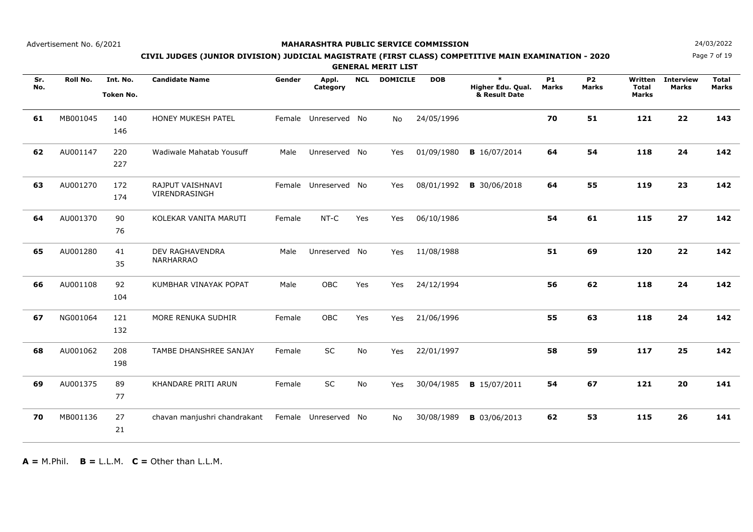Advertisement No. 6/2021

**MAHARASHTRA PUBLIC SERVICE COMMISSION**

24/03/2022

**CIVIL JUDGES (JUNIOR DIVISION) JUDICIAL MAGISTRATE (FIRST CLASS) COMPETITIVE MAIN EXAMINATION - 2020**

**GENERAL MERIT LIST**

| Sr. No. | Roll No. | Int. No. Token No. | Candidate Name | Gender | Appl. Category | NCL | DOMICILE | DOB | * Higher Edu. Qual. & Result Date | P1 Marks | P2 Marks | Written Total Marks | Interview Marks | Total Marks |
|---|---|---|---|---|---|---|---|---|---|---|---|---|---|---|
| **61** | MB001045 | 140 146 | HONEY MUKESH PATEL | Female | Unreserved | No | No | 24/05/1996 | | **70** | **51** | **121** | **22** | **143** |
| **62** | AU001147 | 220 227 | Wadiwale Mahatab Yousuff | Male | Unreserved | No | Yes | 01/09/1980 | **B** 16/07/2014 | **64** | **54** | **118** | **24** | **142** |
| **63** | AU001270 | 172 174 | RAJPUT VAISHNAVI VIRENDRASINGH | Female | Unreserved | No | Yes | 08/01/1992 | **B** 30/06/2018 | **64** | **55** | **119** | **23** | **142** |
| **64** | AU001370 | 90 76 | KOLEKAR VANITA MARUTI | Female | NT-C | Yes | Yes | 06/10/1986 | | **54** | **61** | **115** | **27** | **142** |
| **65** | AU001280 | 41 35 | DEV RAGHAVENDRA NARHARRAO | Male | Unreserved | No | Yes | 11/08/1988 | | **51** | **69** | **120** | **22** | **142** |
| **66** | AU001108 | 92 104 | KUMBHAR VINAYAK POPAT | Male | OBC | Yes | Yes | 24/12/1994 | | **56** | **62** | **118** | **24** | **142** |
| **67** | NG001064 | 121 132 | MORE RENUKA SUDHIR | Female | OBC | Yes | Yes | 21/06/1996 | | **55** | **63** | **118** | **24** | **142** |
| **68** | AU001062 | 208 198 | TAMBE DHANSHREE SANJAY | Female | SC | No | Yes | 22/01/1997 | | **58** | **59** | **117** | **25** | **142** |
| **69** | AU001375 | 89 77 | KHANDARE PRITI ARUN | Female | SC | No | Yes | 30/04/1985 | **B** 15/07/2011 | **54** | **67** | **121** | **20** | **141** |
| **70** | MB001136 | 27 21 | chavan manjushri chandrakant | Female | Unreserved | No | No | 30/08/1989 | **B** 03/06/2013 | **62** | **53** | **115** | **26** | **141** |

**A =** M.Phil. **B =** L.L.M. **C =** Other than L.L.M.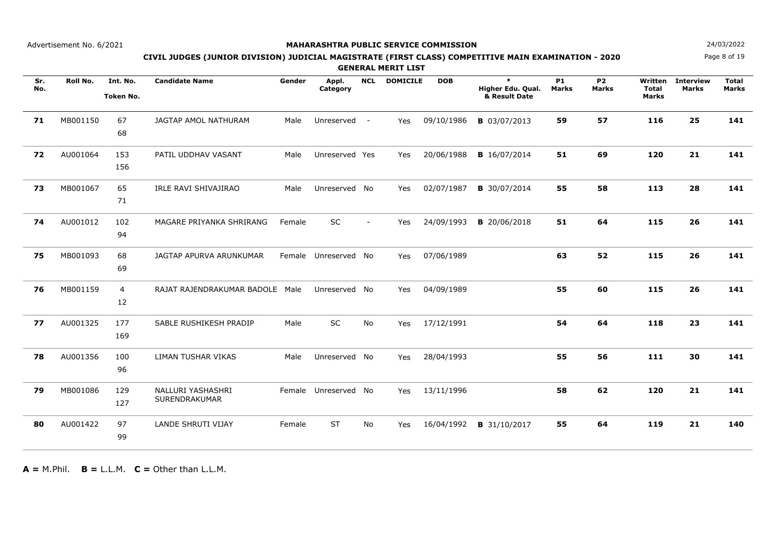Advertisement No. 6/2021

**MAHARASHTRA PUBLIC SERVICE COMMISSION**

24/03/2022

**CIVIL JUDGES (JUNIOR DIVISION) JUDICIAL MAGISTRATE (FIRST CLASS) COMPETITIVE MAIN EXAMINATION - 2020**

**GENERAL MERIT LIST**

| Sr. No. | Roll No. | Int. No. Token No. | Candidate Name | Gender | Appl. Category | NCL | DOMICILE | DOB | * Higher Edu. Qual. & Result Date | P1 Marks | P2 Marks | Written Total Marks | Interview Marks | Total Marks |
|---|---|---|---|---|---|---|---|---|---|---|---|---|---|---|
| **71** | MB001150 | 67 68 | JAGTAP AMOL NATHURAM | Male | Unreserved | - | Yes | 09/10/1986 | **B** 03/07/2013 | **59** | **57** | **116** | **25** | **141** |
| **72** | AU001064 | 153 156 | PATIL UDDHAV VASANT | Male | Unreserved | Yes | Yes | 20/06/1988 | **B** 16/07/2014 | **51** | **69** | **120** | **21** | **141** |
| **73** | MB001067 | 65 71 | IRLE RAVI SHIVAJIRAO | Male | Unreserved | No | Yes | 02/07/1987 | **B** 30/07/2014 | **55** | **58** | **113** | **28** | **141** |
| **74** | AU001012 | 102 94 | MAGARE PRIYANKA SHRIRANG | Female | SC | - | Yes | 24/09/1993 | **B** 20/06/2018 | **51** | **64** | **115** | **26** | **141** |
| **75** | MB001093 | 68 69 | JAGTAP APURVA ARUNKUMAR | Female | Unreserved | No | Yes | 07/06/1989 | | **63** | **52** | **115** | **26** | **141** |
| **76** | MB001159 | 4 12 | RAJAT RAJENDRAKUMAR BADOLE | Male | Unreserved | No | Yes | 04/09/1989 | | **55** | **60** | **115** | **26** | **141** |
| **77** | AU001325 | 177 169 | SABLE RUSHIKESH PRADIP | Male | SC | No | Yes | 17/12/1991 | | **54** | **64** | **118** | **23** | **141** |
| **78** | AU001356 | 100 96 | LIMAN TUSHAR VIKAS | Male | Unreserved | No | Yes | 28/04/1993 | | **55** | **56** | **111** | **30** | **141** |
| **79** | MB001086 | 129 127 | NALLURI YASHASHRI SURENDRAKUMAR | Female | Unreserved | No | Yes | 13/11/1996 | | **58** | **62** | **120** | **21** | **141** |
| **80** | AU001422 | 97 99 | LANDE SHRUTI VIJAY | Female | ST | No | Yes | 16/04/1992 | **B** 31/10/2017 | **55** | **64** | **119** | **21** | **140** |

**A =** M.Phil. **B =** L.L.M. **C =** Other than L.L.M.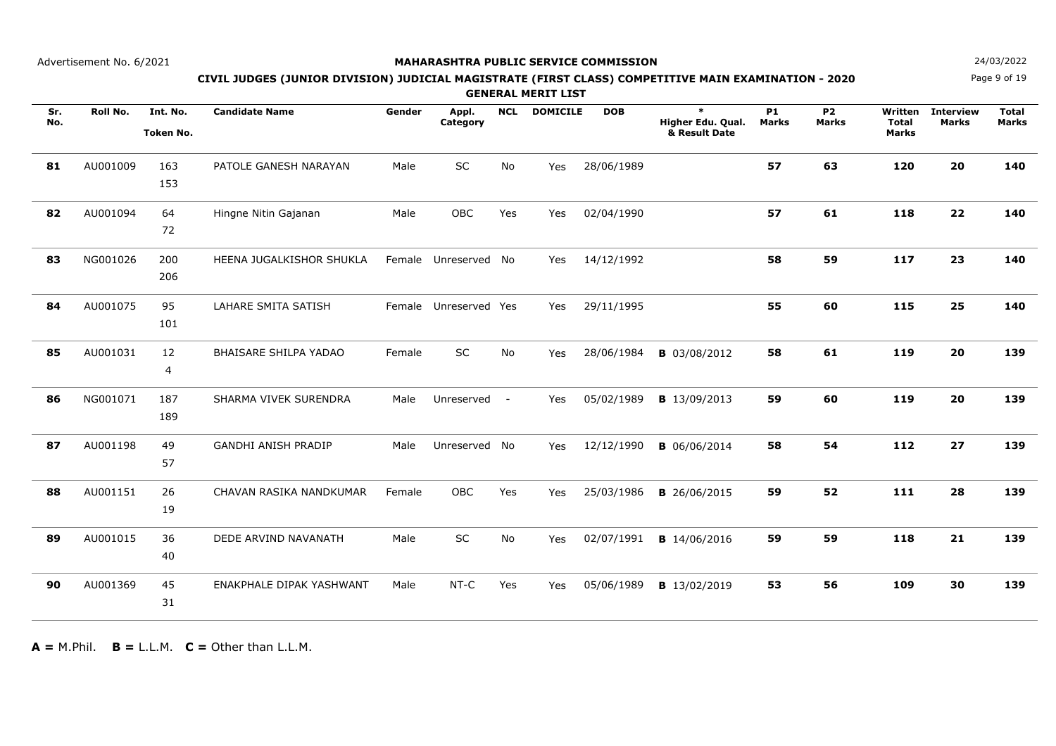Advertisement No. 6/2021

**MAHARASHTRA PUBLIC SERVICE COMMISSION**

24/03/2022

**CIVIL JUDGES (JUNIOR DIVISION) JUDICIAL MAGISTRATE (FIRST CLASS) COMPETITIVE MAIN EXAMINATION - 2020**

**GENERAL MERIT LIST**

| Sr. No. | Roll No. | Int. No. Token No. | Candidate Name | Gender | Appl. Category | NCL | DOMICILE | DOB | * Higher Edu. Qual. & Result Date | P1 Marks | P2 Marks | Written Total Marks | Interview Marks | Total Marks |
|---|---|---|---|---|---|---|---|---|---|---|---|---|---|---|
| **81** | AU001009 | 163 153 | PATOLE GANESH NARAYAN | Male | SC | No | Yes | 28/06/1989 | | **57** | **63** | **120** | **20** | **140** |
| **82** | AU001094 | 64 72 | Hingne Nitin Gajanan | Male | OBC | Yes | Yes | 02/04/1990 | | **57** | **61** | **118** | **22** | **140** |
| **83** | NG001026 | 200 206 | HEENA JUGALKISHOR SHUKLA | Female | Unreserved | No | Yes | 14/12/1992 | | **58** | **59** | **117** | **23** | **140** |
| **84** | AU001075 | 95 101 | LAHARE SMITA SATISH | Female | Unreserved | Yes | Yes | 29/11/1995 | | **55** | **60** | **115** | **25** | **140** |
| **85** | AU001031 | 12 4 | BHAISARE SHILPA YADAO | Female | SC | No | Yes | 28/06/1984 | **B** 03/08/2012 | **58** | **61** | **119** | **20** | **139** |
| **86** | NG001071 | 187 189 | SHARMA VIVEK SURENDRA | Male | Unreserved | - | Yes | 05/02/1989 | **B** 13/09/2013 | **59** | **60** | **119** | **20** | **139** |
| **87** | AU001198 | 49 57 | GANDHI ANISH PRADIP | Male | Unreserved | No | Yes | 12/12/1990 | **B** 06/06/2014 | **58** | **54** | **112** | **27** | **139** |
| **88** | AU001151 | 26 19 | CHAVAN RASIKA NANDKUMAR | Female | OBC | Yes | Yes | 25/03/1986 | **B** 26/06/2015 | **59** | **52** | **111** | **28** | **139** |
| **89** | AU001015 | 36 40 | DEDE ARVIND NAVANATH | Male | SC | No | Yes | 02/07/1991 | **B** 14/06/2016 | **59** | **59** | **118** | **21** | **139** |
| **90** | AU001369 | 45 31 | ENAKPHALE DIPAK YASHWANT | Male | NT-C | Yes | Yes | 05/06/1989 | **B** 13/02/2019 | **53** | **56** | **109** | **30** | **139** |

**A =** M.Phil. **B =** L.L.M. **C =** Other than L.L.M.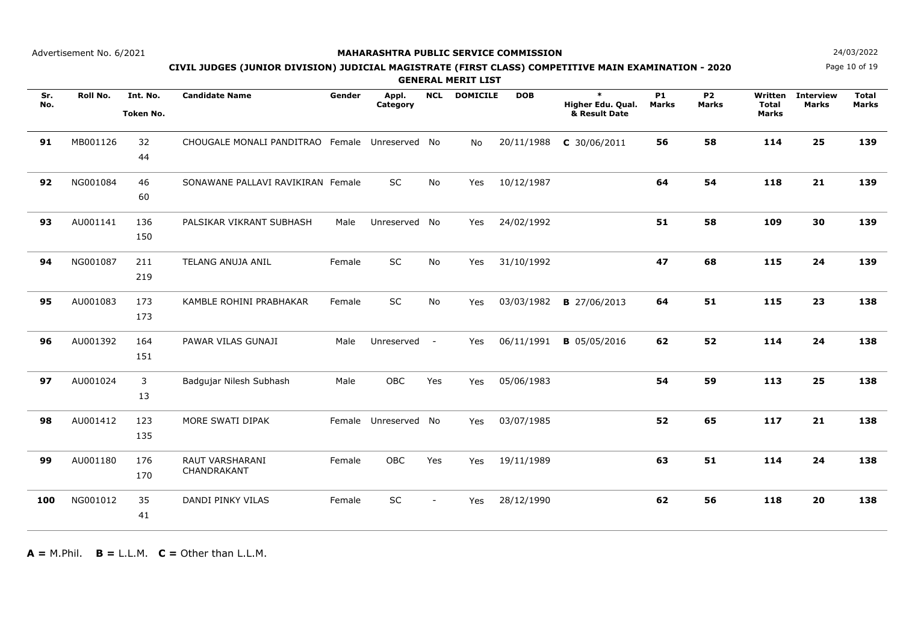Advertisement No. 6/2021

**MAHARASHTRA PUBLIC SERVICE COMMISSION**

24/03/2022

**CIVIL JUDGES (JUNIOR DIVISION) JUDICIAL MAGISTRATE (FIRST CLASS) COMPETITIVE MAIN EXAMINATION - 2020**

**GENERAL MERIT LIST**

| Sr. No. | Roll No. | Int. No. Token No. | Candidate Name | Gender | Appl. Category | NCL | DOMICILE | DOB | * Higher Edu. Qual. & Result Date | P1 Marks | P2 Marks | Written Total Marks | Interview Marks | Total Marks |
|---|---|---|---|---|---|---|---|---|---|---|---|---|---|---|
| **91** | MB001126 | 32 44 | CHOUGALE MONALI PANDITRAO | Female | Unreserved | No | No | 20/11/1988 | **C** 30/06/2011 | **56** | **58** | **114** | **25** | **139** |
| **92** | NG001084 | 46 60 | SONAWANE PALLAVI RAVIKIRAN | Female | SC | No | Yes | 10/12/1987 | | **64** | **54** | **118** | **21** | **139** |
| **93** | AU001141 | 136 150 | PALSIKAR VIKRANT SUBHASH | Male | Unreserved | No | Yes | 24/02/1992 | | **51** | **58** | **109** | **30** | **139** |
| **94** | NG001087 | 211 219 | TELANG ANUJA ANIL | Female | SC | No | Yes | 31/10/1992 | | **47** | **68** | **115** | **24** | **139** |
| **95** | AU001083 | 173 173 | KAMBLE ROHINI PRABHAKAR | Female | SC | No | Yes | 03/03/1982 | **B** 27/06/2013 | **64** | **51** | **115** | **23** | **138** |
| **96** | AU001392 | 164 151 | PAWAR VILAS GUNAJI | Male | Unreserved | - | Yes | 06/11/1991 | **B** 05/05/2016 | **62** | **52** | **114** | **24** | **138** |
| **97** | AU001024 | 3 13 | Badgujar Nilesh Subhash | Male | OBC | Yes | Yes | 05/06/1983 | | **54** | **59** | **113** | **25** | **138** |
| **98** | AU001412 | 123 135 | MORE SWATI DIPAK | Female | Unreserved | No | Yes | 03/07/1985 | | **52** | **65** | **117** | **21** | **138** |
| **99** | AU001180 | 176 170 | RAUT VARSHARANI CHANDRAKANT | Female | OBC | Yes | Yes | 19/11/1989 | | **63** | **51** | **114** | **24** | **138** |
| **100** | NG001012 | 35 41 | DANDI PINKY VILAS | Female | SC | - | Yes | 28/12/1990 | | **62** | **56** | **118** | **20** | **138** |

**A =** M.Phil. **B =** L.L.M. **C =** Other than L.L.M.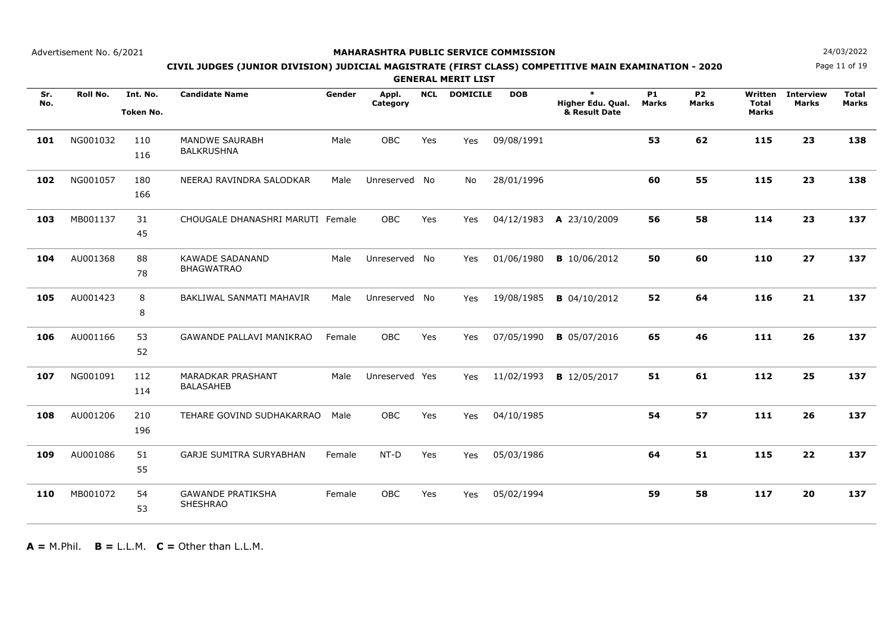Advertisement No. 6/2021

# MAHARASHTRA PUBLIC SERVICE COMMISSION

24/03/2022

## CIVIL JUDGES (JUNIOR DIVISION) JUDICIAL MAGISTRATE (FIRST CLASS) COMPETITIVE MAIN EXAMINATION - 2020

### GENERAL MERIT LIST

| Sr. No. | Roll No. | Int. No. Token No. | Candidate Name | Gender | Appl. Category | NCL | DOMICILE | DOB | * Higher Edu. Qual. & Result Date | P1 Marks | P2 Marks | Written Total Marks | Interview Marks | Total Marks |
|---|---|---|---|---|---|---|---|---|---|---|---|---|---|---|
| **101** | NG001032 | 110 116 | MANDWE SAURABH BALKRUSHNA | Male | OBC | Yes | Yes | 09/08/1991 | | **53** | **62** | **115** | **23** | **138** |
| **102** | NG001057 | 180 166 | NEERAJ RAVINDRA SALODKAR | Male | Unreserved | No | No | 28/01/1996 | | **60** | **55** | **115** | **23** | **138** |
| **103** | MB001137 | 31 45 | CHOUGALE DHANASHRI MARUTI | Female | OBC | Yes | Yes | 04/12/1983 | **A** 23/10/2009 | **56** | **58** | **114** | **23** | **137** |
| **104** | AU001368 | 88 78 | KAWADE SADANAND BHAGWATRAO | Male | Unreserved | No | Yes | 01/06/1980 | **B** 10/06/2012 | **50** | **60** | **110** | **27** | **137** |
| **105** | AU001423 | 8 8 | BAKLIWAL SANMATI MAHAVIR | Male | Unreserved | No | Yes | 19/08/1985 | **B** 04/10/2012 | **52** | **64** | **116** | **21** | **137** |
| **106** | AU001166 | 53 52 | GAWANDE PALLAVI MANIKRAO | Female | OBC | Yes | Yes | 07/05/1990 | **B** 05/07/2016 | **65** | **46** | **111** | **26** | **137** |
| **107** | NG001091 | 112 114 | MARADKAR PRASHANT BALASAHEB | Male | Unreserved | Yes | Yes | 11/02/1993 | **B** 12/05/2017 | **51** | **61** | **112** | **25** | **137** |
| **108** | AU001206 | 210 196 | TEHARE GOVIND SUDHAKARRAO | Male | OBC | Yes | Yes | 04/10/1985 | | **54** | **57** | **111** | **26** | **137** |
| **109** | AU001086 | 51 55 | GARJE SUMITRA SURYABHAN | Female | NT-D | Yes | Yes | 05/03/1986 | | **64** | **51** | **115** | **22** | **137** |
| **110** | MB001072 | 54 53 | GAWANDE PRATIKSHA SHESHRAO | Female | OBC | Yes | Yes | 05/02/1994 | | **59** | **58** | **117** | **20** | **137** |

**A =** M.Phil. **B =** L.L.M. **C =** Other than L.L.M.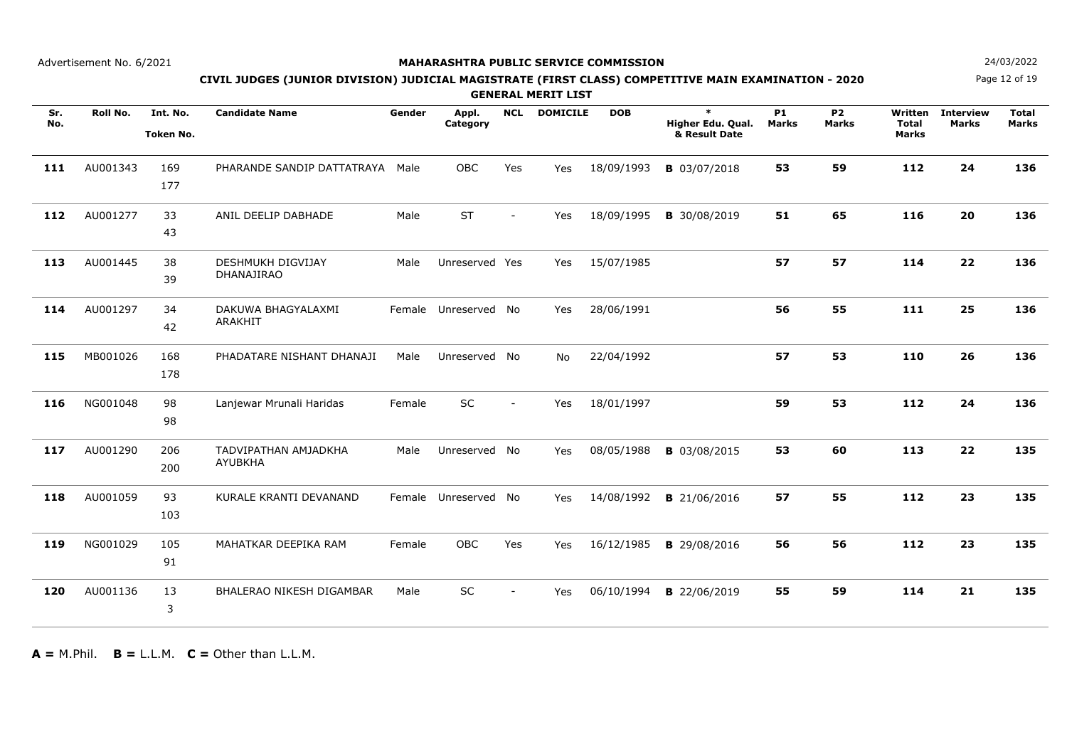Advertisement No. 6/2021

**MAHARASHTRA PUBLIC SERVICE COMMISSION**

24/03/2022

**CIVIL JUDGES (JUNIOR DIVISION) JUDICIAL MAGISTRATE (FIRST CLASS) COMPETITIVE MAIN EXAMINATION - 2020**

**GENERAL MERIT LIST**

| Sr. No. | Roll No. | Int. No. Token No. | Candidate Name | Gender | Appl. Category | NCL | DOMICILE | DOB | * Higher Edu. Qual. & Result Date | P1 Marks | P2 Marks | Written Total Marks | Interview Marks | Total Marks |
|---|---|---|---|---|---|---|---|---|---|---|---|---|---|---|
| **111** | AU001343 | 169 177 | PHARANDE SANDIP DATTATRAYA | Male | OBC | Yes | Yes | 18/09/1993 | **B** 03/07/2018 | **53** | **59** | **112** | **24** | **136** |
| **112** | AU001277 | 33 43 | ANIL DEELIP DABHADE | Male | ST | - | Yes | 18/09/1995 | **B** 30/08/2019 | **51** | **65** | **116** | **20** | **136** |
| **113** | AU001445 | 38 39 | DESHMUKH DIGVIJAY DHANAJIRAO | Male | Unreserved | Yes | Yes | 15/07/1985 | | **57** | **57** | **114** | **22** | **136** |
| **114** | AU001297 | 34 42 | DAKUWA BHAGYALAXMI ARAKHIT | Female | Unreserved | No | Yes | 28/06/1991 | | **56** | **55** | **111** | **25** | **136** |
| **115** | MB001026 | 168 178 | PHADATARE NISHANT DHANAJI | Male | Unreserved | No | No | 22/04/1992 | | **57** | **53** | **110** | **26** | **136** |
| **116** | NG001048 | 98 98 | Lanjewar Mrunali Haridas | Female | SC | - | Yes | 18/01/1997 | | **59** | **53** | **112** | **24** | **136** |
| **117** | AU001290 | 206 200 | TADVIPATHAN AMJADKHA AYUBKHA | Male | Unreserved | No | Yes | 08/05/1988 | **B** 03/08/2015 | **53** | **60** | **113** | **22** | **135** |
| **118** | AU001059 | 93 103 | KURALE KRANTI DEVANAND | Female | Unreserved | No | Yes | 14/08/1992 | **B** 21/06/2016 | **57** | **55** | **112** | **23** | **135** |
| **119** | NG001029 | 105 91 | MAHATKAR DEEPIKA RAM | Female | OBC | Yes | Yes | 16/12/1985 | **B** 29/08/2016 | **56** | **56** | **112** | **23** | **135** |
| **120** | AU001136 | 13 3 | BHALERAO NIKESH DIGAMBAR | Male | SC | - | Yes | 06/10/1994 | **B** 22/06/2019 | **55** | **59** | **114** | **21** | **135** |

**A =** M.Phil. **B =** L.L.M. **C =** Other than L.L.M.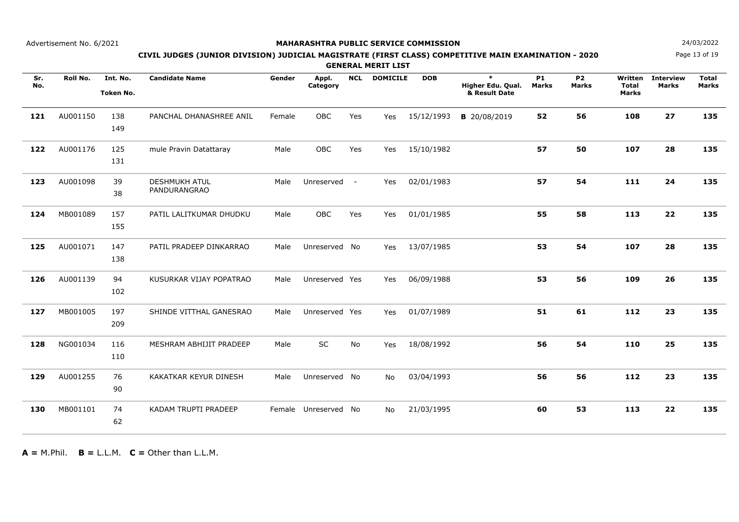Advertisement No. 6/2021

**MAHARASHTRA PUBLIC SERVICE COMMISSION**

24/03/2022

**CIVIL JUDGES (JUNIOR DIVISION) JUDICIAL MAGISTRATE (FIRST CLASS) COMPETITIVE MAIN EXAMINATION - 2020**

**GENERAL MERIT LIST**

| Sr. No. | Roll No. | Int. No. Token No. | Candidate Name | Gender | Appl. Category | NCL | DOMICILE | DOB | * Higher Edu. Qual. & Result Date | P1 Marks | P2 Marks | Written Total Marks | Interview Marks | Total Marks |
|---|---|---|---|---|---|---|---|---|---|---|---|---|---|---|
| **121** | AU001150 | 138 149 | PANCHAL DHANASHREE ANIL | Female | OBC | Yes | Yes | 15/12/1993 | **B** 20/08/2019 | **52** | **56** | **108** | **27** | **135** |
| **122** | AU001176 | 125 131 | mule Pravin Datattaray | Male | OBC | Yes | Yes | 15/10/1982 | | **57** | **50** | **107** | **28** | **135** |
| **123** | AU001098 | 39 38 | DESHMUKH ATUL PANDURANGRAO | Male | Unreserved | - | Yes | 02/01/1983 | | **57** | **54** | **111** | **24** | **135** |
| **124** | MB001089 | 157 155 | PATIL LALITKUMAR DHUDKU | Male | OBC | Yes | Yes | 01/01/1985 | | **55** | **58** | **113** | **22** | **135** |
| **125** | AU001071 | 147 138 | PATIL PRADEEP DINKARRAO | Male | Unreserved | No | Yes | 13/07/1985 | | **53** | **54** | **107** | **28** | **135** |
| **126** | AU001139 | 94 102 | KUSURKAR VIJAY POPATRAO | Male | Unreserved | Yes | Yes | 06/09/1988 | | **53** | **56** | **109** | **26** | **135** |
| **127** | MB001005 | 197 209 | SHINDE VITTHAL GANESRAO | Male | Unreserved | Yes | Yes | 01/07/1989 | | **51** | **61** | **112** | **23** | **135** |
| **128** | NG001034 | 116 110 | MESHRAM ABHIJIT PRADEEP | Male | SC | No | Yes | 18/08/1992 | | **56** | **54** | **110** | **25** | **135** |
| **129** | AU001255 | 76 90 | KAKATKAR KEYUR DINESH | Male | Unreserved | No | No | 03/04/1993 | | **56** | **56** | **112** | **23** | **135** |
| **130** | MB001101 | 74 62 | KADAM TRUPTI PRADEEP | Female | Unreserved | No | No | 21/03/1995 | | **60** | **53** | **113** | **22** | **135** |

**A =** M.Phil. **B =** L.L.M. **C =** Other than L.L.M.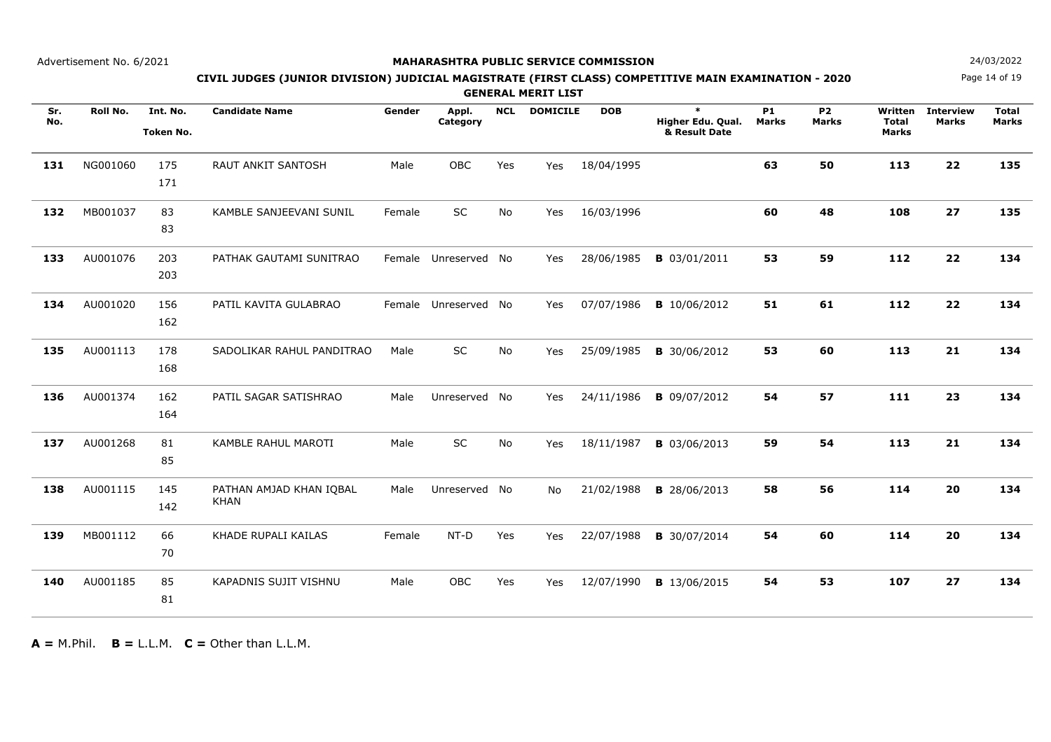Advertisement No. 6/2021

# MAHARASHTRA PUBLIC SERVICE COMMISSION

## CIVIL JUDGES (JUNIOR DIVISION) JUDICIAL MAGISTRATE (FIRST CLASS) COMPETITIVE MAIN EXAMINATION - 2020

### GENERAL MERIT LIST

24/03/2022

| Sr. No. | Roll No. | Int. No. Token No. | Candidate Name | Gender | Appl. Category | NCL | DOMICILE | DOB | * Higher Edu. Qual. & Result Date | P1 Marks | P2 Marks | Written Total Marks | Interview Marks | Total Marks |
|---|---|---|---|---|---|---|---|---|---|---|---|---|---|---|
| **131** | NG001060 | 175 171 | RAUT ANKIT SANTOSH | Male | OBC | Yes | Yes | 18/04/1995 | | **63** | **50** | **113** | **22** | **135** |
| **132** | MB001037 | 83 83 | KAMBLE SANJEEVANI SUNIL | Female | SC | No | Yes | 16/03/1996 | | **60** | **48** | **108** | **27** | **135** |
| **133** | AU001076 | 203 203 | PATHAK GAUTAMI SUNITRAO | Female | Unreserved | No | Yes | 28/06/1985 | **B** 03/01/2011 | **53** | **59** | **112** | **22** | **134** |
| **134** | AU001020 | 156 162 | PATIL KAVITA GULABRAO | Female | Unreserved | No | Yes | 07/07/1986 | **B** 10/06/2012 | **51** | **61** | **112** | **22** | **134** |
| **135** | AU001113 | 178 168 | SADOLIKAR RAHUL PANDITRAO | Male | SC | No | Yes | 25/09/1985 | **B** 30/06/2012 | **53** | **60** | **113** | **21** | **134** |
| **136** | AU001374 | 162 164 | PATIL SAGAR SATISHRAO | Male | Unreserved | No | Yes | 24/11/1986 | **B** 09/07/2012 | **54** | **57** | **111** | **23** | **134** |
| **137** | AU001268 | 81 85 | KAMBLE RAHUL MAROTI | Male | SC | No | Yes | 18/11/1987 | **B** 03/06/2013 | **59** | **54** | **113** | **21** | **134** |
| **138** | AU001115 | 145 142 | PATHAN AMJAD KHAN IQBAL KHAN | Male | Unreserved | No | No | 21/02/1988 | **B** 28/06/2013 | **58** | **56** | **114** | **20** | **134** |
| **139** | MB001112 | 66 70 | KHADE RUPALI KAILAS | Female | NT-D | Yes | Yes | 22/07/1988 | **B** 30/07/2014 | **54** | **60** | **114** | **20** | **134** |
| **140** | AU001185 | 85 81 | KAPADNIS SUJIT VISHNU | Male | OBC | Yes | Yes | 12/07/1990 | **B** 13/06/2015 | **54** | **53** | **107** | **27** | **134** |

**A =** M.Phil. **B =** L.L.M. **C =** Other than L.L.M.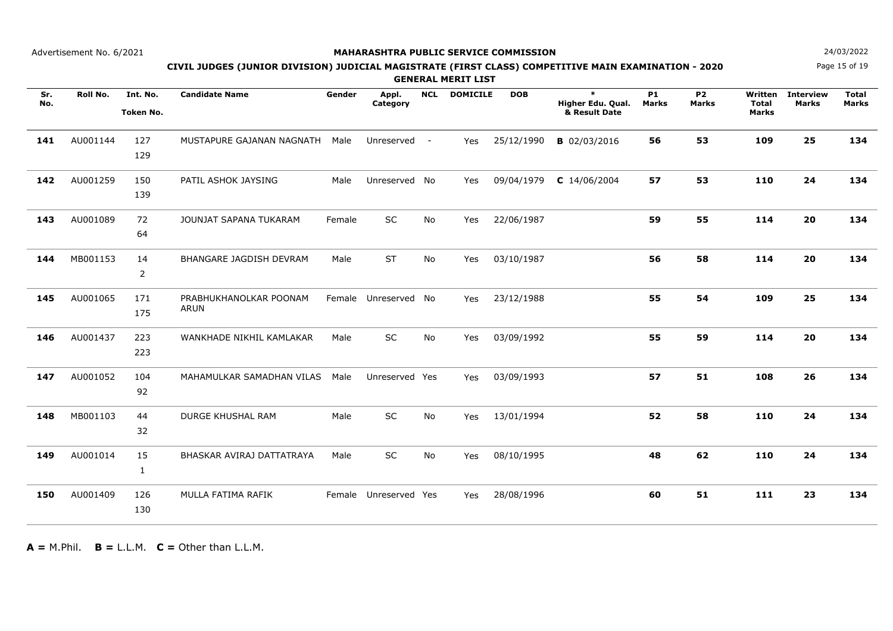Advertisement No. 6/2021

**MAHARASHTRA PUBLIC SERVICE COMMISSION**

24/03/2022

**CIVIL JUDGES (JUNIOR DIVISION) JUDICIAL MAGISTRATE (FIRST CLASS) COMPETITIVE MAIN EXAMINATION - 2020**

**GENERAL MERIT LIST**

| Sr. No. | Roll No. | Int. No. Token No. | Candidate Name | Gender | Appl. Category | NCL | DOMICILE | DOB | * Higher Edu. Qual. & Result Date | P1 Marks | P2 Marks | Written Total Marks | Interview Marks | Total Marks |
|---|---|---|---|---|---|---|---|---|---|---|---|---|---|---|
| **141** | AU001144 | 127 129 | MUSTAPURE GAJANAN NAGNATH | Male | Unreserved | - | Yes | 25/12/1990 | **B** 02/03/2016 | **56** | **53** | **109** | **25** | **134** |
| **142** | AU001259 | 150 139 | PATIL ASHOK JAYSING | Male | Unreserved | No | Yes | 09/04/1979 | **C** 14/06/2004 | **57** | **53** | **110** | **24** | **134** |
| **143** | AU001089 | 72 64 | JOUNJAT SAPANA TUKARAM | Female | SC | No | Yes | 22/06/1987 | | **59** | **55** | **114** | **20** | **134** |
| **144** | MB001153 | 14 2 | BHANGARE JAGDISH DEVRAM | Male | ST | No | Yes | 03/10/1987 | | **56** | **58** | **114** | **20** | **134** |
| **145** | AU001065 | 171 175 | PRABHUKHANOLKAR POONAM ARUN | Female | Unreserved | No | Yes | 23/12/1988 | | **55** | **54** | **109** | **25** | **134** |
| **146** | AU001437 | 223 223 | WANKHADE NIKHIL KAMLAKAR | Male | SC | No | Yes | 03/09/1992 | | **55** | **59** | **114** | **20** | **134** |
| **147** | AU001052 | 104 92 | MAHAMULKAR SAMADHAN VILAS | Male | Unreserved | Yes | Yes | 03/09/1993 | | **57** | **51** | **108** | **26** | **134** |
| **148** | MB001103 | 44 32 | DURGE KHUSHAL RAM | Male | SC | No | Yes | 13/01/1994 | | **52** | **58** | **110** | **24** | **134** |
| **149** | AU001014 | 15 1 | BHASKAR AVIRAJ DATTATRAYA | Male | SC | No | Yes | 08/10/1995 | | **48** | **62** | **110** | **24** | **134** |
| **150** | AU001409 | 126 130 | MULLA FATIMA RAFIK | Female | Unreserved | Yes | Yes | 28/08/1996 | | **60** | **51** | **111** | **23** | **134** |

**A =** M.Phil. **B =** L.L.M. **C =** Other than L.L.M.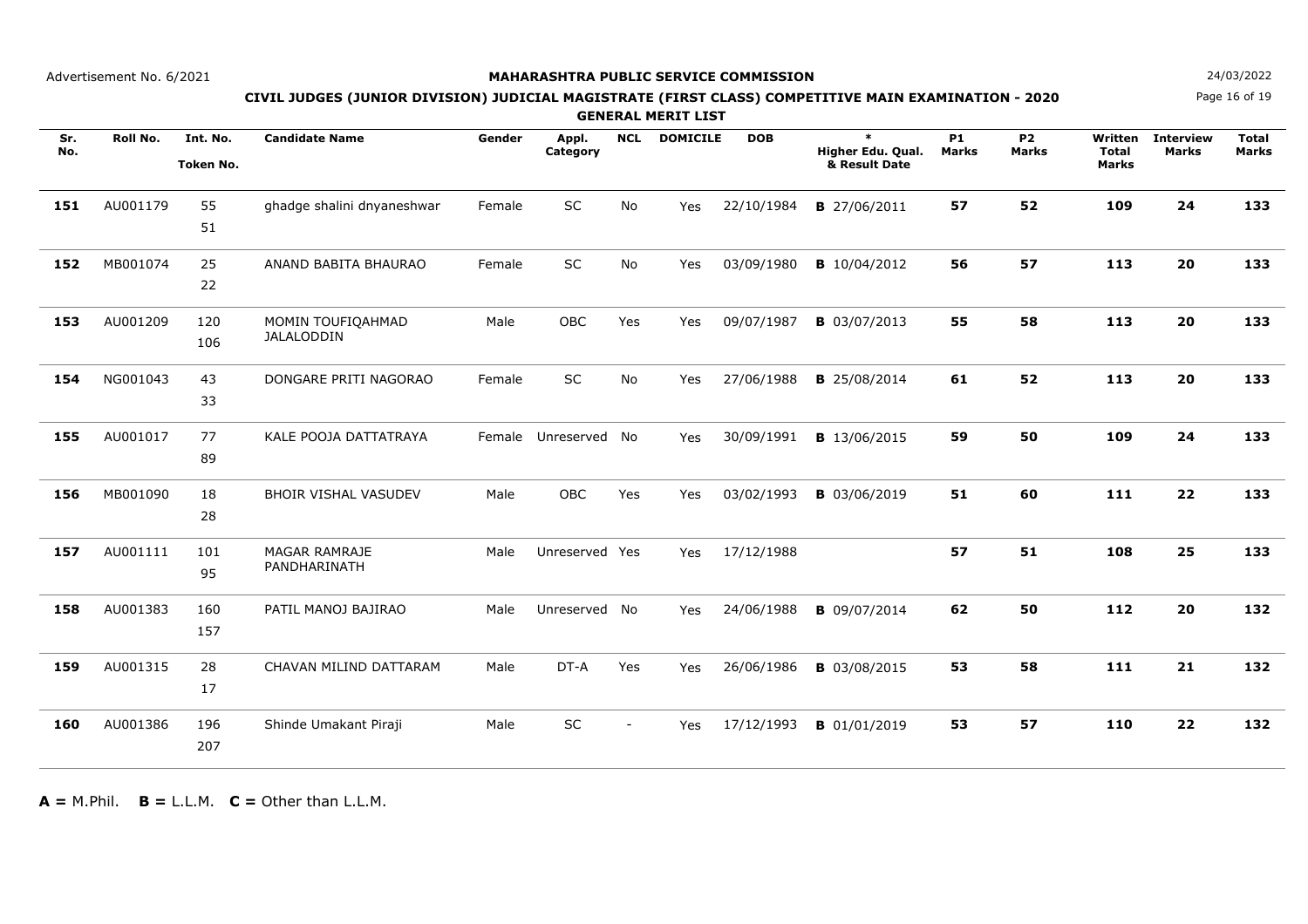Advertisement No. 6/2021

# MAHARASHTRA PUBLIC SERVICE COMMISSION

24/03/2022

## CIVIL JUDGES (JUNIOR DIVISION) JUDICIAL MAGISTRATE (FIRST CLASS) COMPETITIVE MAIN EXAMINATION - 2020

### GENERAL MERIT LIST

| Sr. No. | Roll No. | Int. No. Token No. | Candidate Name | Gender | Appl. Category | NCL | DOMICILE | DOB | * Higher Edu. Qual. & Result Date | P1 Marks | P2 Marks | Written Total Marks | Interview Marks | Total Marks |
|---|---|---|---|---|---|---|---|---|---|---|---|---|---|---|
| **151** | AU001179 | 55 51 | ghadge shalini dnyaneshwar | Female | SC | No | Yes | 22/10/1984 | **B** 27/06/2011 | **57** | **52** | **109** | **24** | **133** |
| **152** | MB001074 | 25 22 | ANAND BABITA BHAURAO | Female | SC | No | Yes | 03/09/1980 | **B** 10/04/2012 | **56** | **57** | **113** | **20** | **133** |
| **153** | AU001209 | 120 106 | MOMIN TOUFIQAHMAD JALALODDIN | Male | OBC | Yes | Yes | 09/07/1987 | **B** 03/07/2013 | **55** | **58** | **113** | **20** | **133** |
| **154** | NG001043 | 43 33 | DONGARE PRITI NAGORAO | Female | SC | No | Yes | 27/06/1988 | **B** 25/08/2014 | **61** | **52** | **113** | **20** | **133** |
| **155** | AU001017 | 77 89 | KALE POOJA DATTATRAYA | Female | Unreserved | No | Yes | 30/09/1991 | **B** 13/06/2015 | **59** | **50** | **109** | **24** | **133** |
| **156** | MB001090 | 18 28 | BHOIR VISHAL VASUDEV | Male | OBC | Yes | Yes | 03/02/1993 | **B** 03/06/2019 | **51** | **60** | **111** | **22** | **133** |
| **157** | AU001111 | 101 95 | MAGAR RAMRAJE PANDHARINATH | Male | Unreserved | Yes | Yes | 17/12/1988 | | **57** | **51** | **108** | **25** | **133** |
| **158** | AU001383 | 160 157 | PATIL MANOJ BAJIRAO | Male | Unreserved | No | Yes | 24/06/1988 | **B** 09/07/2014 | **62** | **50** | **112** | **20** | **132** |
| **159** | AU001315 | 28 17 | CHAVAN MILIND DATTARAM | Male | DT-A | Yes | Yes | 26/06/1986 | **B** 03/08/2015 | **53** | **58** | **111** | **21** | **132** |
| **160** | AU001386 | 196 207 | Shinde Umakant Piraji | Male | SC | - | Yes | 17/12/1993 | **B** 01/01/2019 | **53** | **57** | **110** | **22** | **132** |

**A =** M.Phil. **B =** L.L.M. **C =** Other than L.L.M.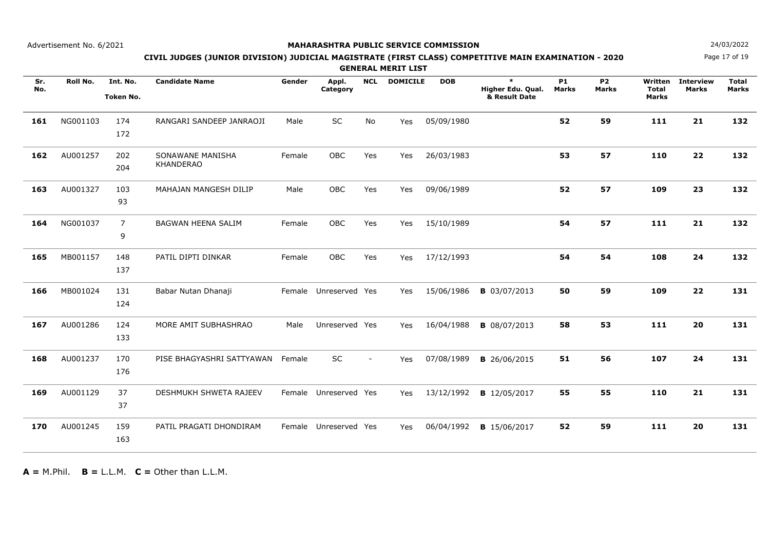Advertisement No. 6/2021

# MAHARASHTRA PUBLIC SERVICE COMMISSION

24/03/2022

## CIVIL JUDGES (JUNIOR DIVISION) JUDICIAL MAGISTRATE (FIRST CLASS) COMPETITIVE MAIN EXAMINATION - 2020

### GENERAL MERIT LIST

| Sr. No. | Roll No. | Int. No. Token No. | Candidate Name | Gender | Appl. Category | NCL | DOMICILE | DOB | * Higher Edu. Qual. & Result Date | P1 Marks | P2 Marks | Written Total Marks | Interview Marks | Total Marks |
|---|---|---|---|---|---|---|---|---|---|---|---|---|---|---|
| **161** | NG001103 | 174 172 | RANGARI SANDEEP JANRAOJI | Male | SC | No | Yes | 05/09/1980 | | **52** | **59** | **111** | **21** | **132** |
| **162** | AU001257 | 202 204 | SONAWANE MANISHA KHANDERAO | Female | OBC | Yes | Yes | 26/03/1983 | | **53** | **57** | **110** | **22** | **132** |
| **163** | AU001327 | 103 93 | MAHAJAN MANGESH DILIP | Male | OBC | Yes | Yes | 09/06/1989 | | **52** | **57** | **109** | **23** | **132** |
| **164** | NG001037 | 7 9 | BAGWAN HEENA SALIM | Female | OBC | Yes | Yes | 15/10/1989 | | **54** | **57** | **111** | **21** | **132** |
| **165** | MB001157 | 148 137 | PATIL DIPTI DINKAR | Female | OBC | Yes | Yes | 17/12/1993 | | **54** | **54** | **108** | **24** | **132** |
| **166** | MB001024 | 131 124 | Babar Nutan Dhanaji | Female | Unreserved | Yes | Yes | 15/06/1986 | **B** 03/07/2013 | **50** | **59** | **109** | **22** | **131** |
| **167** | AU001286 | 124 133 | MORE AMIT SUBHASHRAO | Male | Unreserved | Yes | Yes | 16/04/1988 | **B** 08/07/2013 | **58** | **53** | **111** | **20** | **131** |
| **168** | AU001237 | 170 176 | PISE BHAGYASHRI SATTYAWAN | Female | SC | - | Yes | 07/08/1989 | **B** 26/06/2015 | **51** | **56** | **107** | **24** | **131** |
| **169** | AU001129 | 37 37 | DESHMUKH SHWETA RAJEEV | Female | Unreserved | Yes | Yes | 13/12/1992 | **B** 12/05/2017 | **55** | **55** | **110** | **21** | **131** |
| **170** | AU001245 | 159 163 | PATIL PRAGATI DHONDIRAM | Female | Unreserved | Yes | Yes | 06/04/1992 | **B** 15/06/2017 | **52** | **59** | **111** | **20** | **131** |

**A =** M.Phil. **B =** L.L.M. **C =** Other than L.L.M.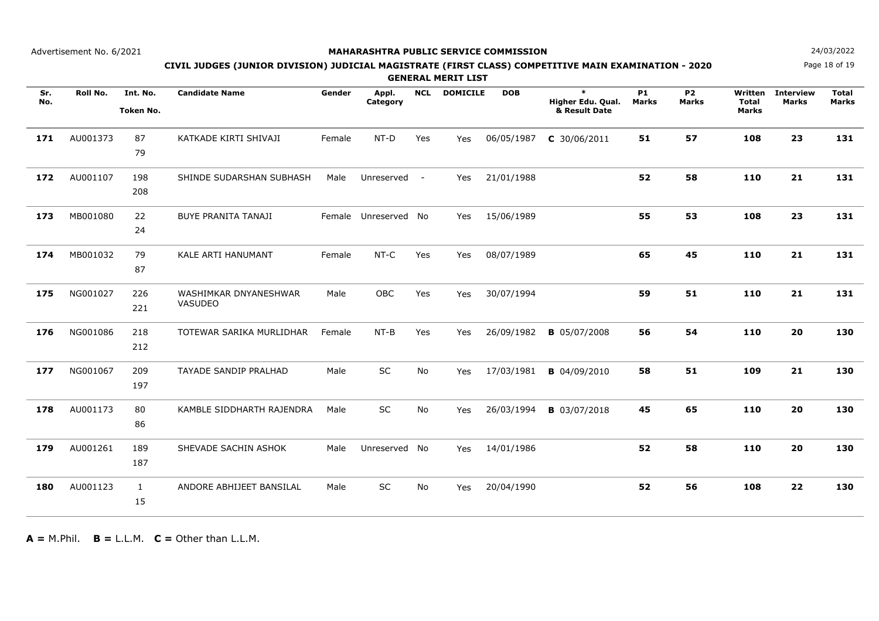# MAHARASHTRA PUBLIC SERVICE COMMISSION

## CIVIL JUDGES (JUNIOR DIVISION) JUDICIAL MAGISTRATE (FIRST CLASS) COMPETITIVE MAIN EXAMINATION - 2020

### GENERAL MERIT LIST

| Sr. No. | Roll No. | Int. No. Token No. | Candidate Name | Gender | Appl. Category | NCL | DOMICILE | DOB | * Higher Edu. Qual. & Result Date | P1 Marks | P2 Marks | Written Total Marks | Interview Marks | Total Marks |
|---|---|---|---|---|---|---|---|---|---|---|---|---|---|---|
| **171** | AU001373 | 87 79 | KATKADE KIRTI SHIVAJI | Female | NT-D | Yes | Yes | 06/05/1987 | **C** 30/06/2011 | **51** | **57** | **108** | **23** | **131** |
| **172** | AU001107 | 198 208 | SHINDE SUDARSHAN SUBHASH | Male | Unreserved | - | Yes | 21/01/1988 | | **52** | **58** | **110** | **21** | **131** |
| **173** | MB001080 | 22 24 | BUYE PRANITA TANAJI | Female | Unreserved | No | Yes | 15/06/1989 | | **55** | **53** | **108** | **23** | **131** |
| **174** | MB001032 | 79 87 | KALE ARTI HANUMANT | Female | NT-C | Yes | Yes | 08/07/1989 | | **65** | **45** | **110** | **21** | **131** |
| **175** | NG001027 | 226 221 | WASHIMKAR DNYANESHWAR VASUDEO | Male | OBC | Yes | Yes | 30/07/1994 | | **59** | **51** | **110** | **21** | **131** |
| **176** | NG001086 | 218 212 | TOTEWAR SARIKA MURLIDHAR | Female | NT-B | Yes | Yes | 26/09/1982 | **B** 05/07/2008 | **56** | **54** | **110** | **20** | **130** |
| **177** | NG001067 | 209 197 | TAYADE SANDIP PRALHAD | Male | SC | No | Yes | 17/03/1981 | **B** 04/09/2010 | **58** | **51** | **109** | **21** | **130** |
| **178** | AU001173 | 80 86 | KAMBLE SIDDHARTH RAJENDRA | Male | SC | No | Yes | 26/03/1994 | **B** 03/07/2018 | **45** | **65** | **110** | **20** | **130** |
| **179** | AU001261 | 189 187 | SHEVADE SACHIN ASHOK | Male | Unreserved | No | Yes | 14/01/1986 | | **52** | **58** | **110** | **20** | **130** |
| **180** | AU001123 | 1 15 | ANDORE ABHIJEET BANSILAL | Male | SC | No | Yes | 20/04/1990 | | **52** | **56** | **108** | **22** | **130** |

**A =** M.Phil. **B =** L.L.M. **C =** Other than L.L.M.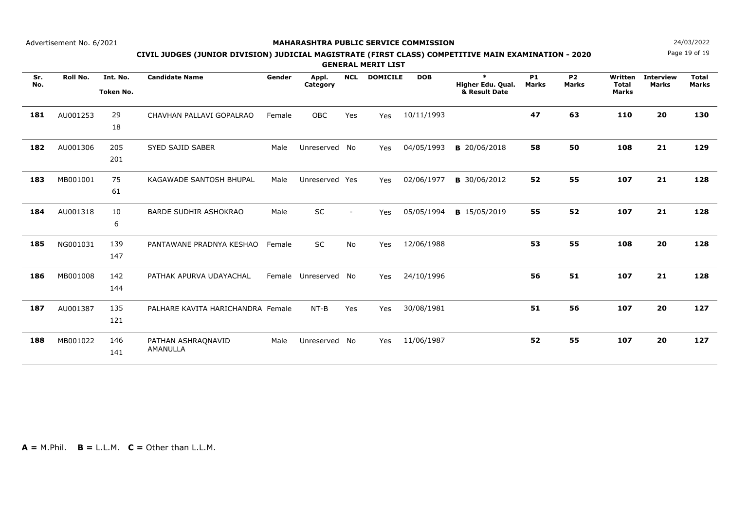Advertisement No. 6/2021

**MAHARASHTRA PUBLIC SERVICE COMMISSION**

**CIVIL JUDGES (JUNIOR DIVISION) JUDICIAL MAGISTRATE (FIRST CLASS) COMPETITIVE MAIN EXAMINATION - 2020**

**GENERAL MERIT LIST**

24/03/2022

| Sr. No. | Roll No. | Int. No. Token No. | Candidate Name | Gender | Appl. Category | NCL | DOMICILE | DOB | * Higher Edu. Qual. & Result Date | P1 Marks | P2 Marks | Written Total Marks | Interview Marks | Total Marks |
|---|---|---|---|---|---|---|---|---|---|---|---|---|---|---|
| **181** | AU001253 | 29 18 | CHAVHAN PALLAVI GOPALRAO | Female | OBC | Yes | Yes | 10/11/1993 | | **47** | **63** | **110** | **20** | **130** |
| **182** | AU001306 | 205 201 | SYED SAJID SABER | Male | Unreserved | No | Yes | 04/05/1993 | **B** 20/06/2018 | **58** | **50** | **108** | **21** | **129** |
| **183** | MB001001 | 75 61 | KAGAWADE SANTOSH BHUPAL | Male | Unreserved | Yes | Yes | 02/06/1977 | **B** 30/06/2012 | **52** | **55** | **107** | **21** | **128** |
| **184** | AU001318 | 10 6 | BARDE SUDHIR ASHOKRAO | Male | SC | - | Yes | 05/05/1994 | **B** 15/05/2019 | **55** | **52** | **107** | **21** | **128** |
| **185** | NG001031 | 139 147 | PANTAWANE PRADNYA KESHAO | Female | SC | No | Yes | 12/06/1988 | | **53** | **55** | **108** | **20** | **128** |
| **186** | MB001008 | 142 144 | PATHAK APURVA UDAYACHAL | Female | Unreserved | No | Yes | 24/10/1996 | | **56** | **51** | **107** | **21** | **128** |
| **187** | AU001387 | 135 121 | PALHARE KAVITA HARICHANDRA | Female | NT-B | Yes | Yes | 30/08/1981 | | **51** | **56** | **107** | **20** | **127** |
| **188** | MB001022 | 146 141 | PATHAN ASHRAQNAVID AMANULLA | Male | Unreserved | No | Yes | 11/06/1987 | | **52** | **55** | **107** | **20** | **127** |

**A =** M.Phil. **B =** L.L.M. **C =** Other than L.L.M.